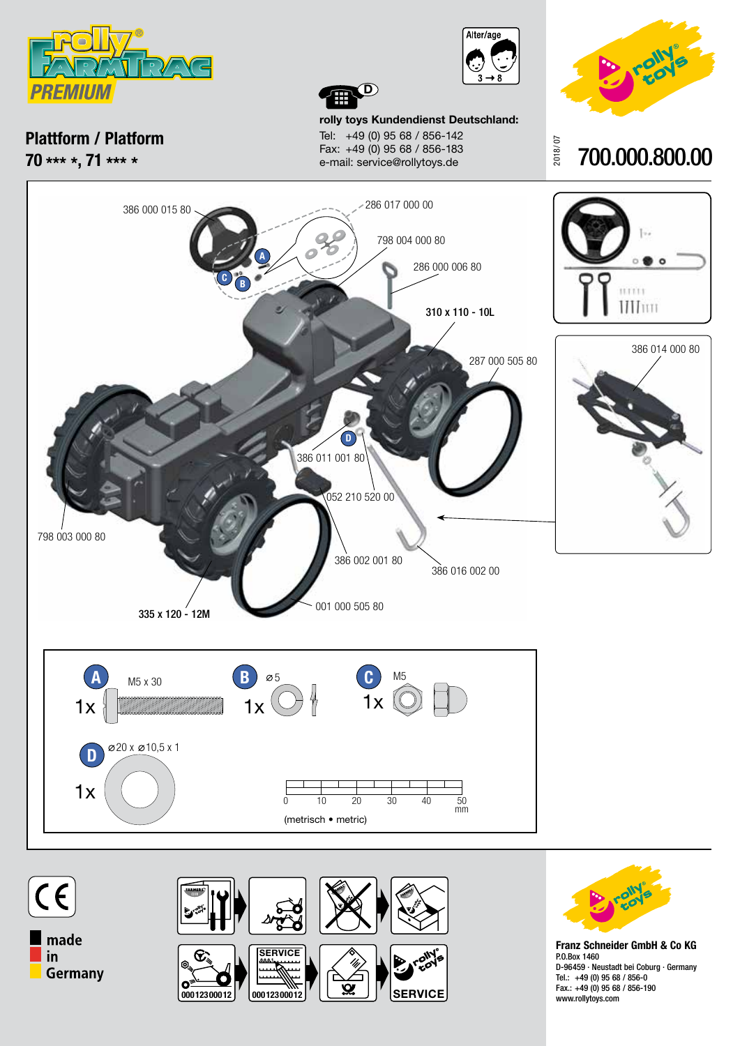# rolly FARMTRAC PREMIUM

Alter/age 3 → 8

## Plattform / Platform

**70 *** *, 71 *** ***

**rolly toys Kundendienst Deutschland:**

Tel: +49 (0) 95 68 / 856-142
Fax: +49 (0) 95 68 / 856-183
e-mail: service@rollytoys.de

2018/07

# 700.000.800.00

386 000 015 80

286 017 000 00

798 004 000 80

286 000 006 80

**310 x 110 - 10L**

287 000 505 80

386 014 000 80

386 011 001 80

052 210 520 00

798 003 000 80

386 002 001 80

386 016 002 00

001 000 505 80

**335 x 120 - 12M**

A — M5 x 30 — 1x

B — ⌀5 — 1x

C — M5 — 1x

D — ⌀20 x ⌀10,5 x 1 — 1x

0 10 20 30 40 50 mm

(metrisch • metric)

made in Germany

000123000012

SERVICE

000123000012

SERVICE

**Franz Schneider GmbH & Co KG**
P.O.Box 1460
D-96459 · Neustadt bei Coburg · Germany
Tel.: +49 (0) 95 68 / 856-0
Fax.: +49 (0) 95 68 / 856-190
www.rollytoys.com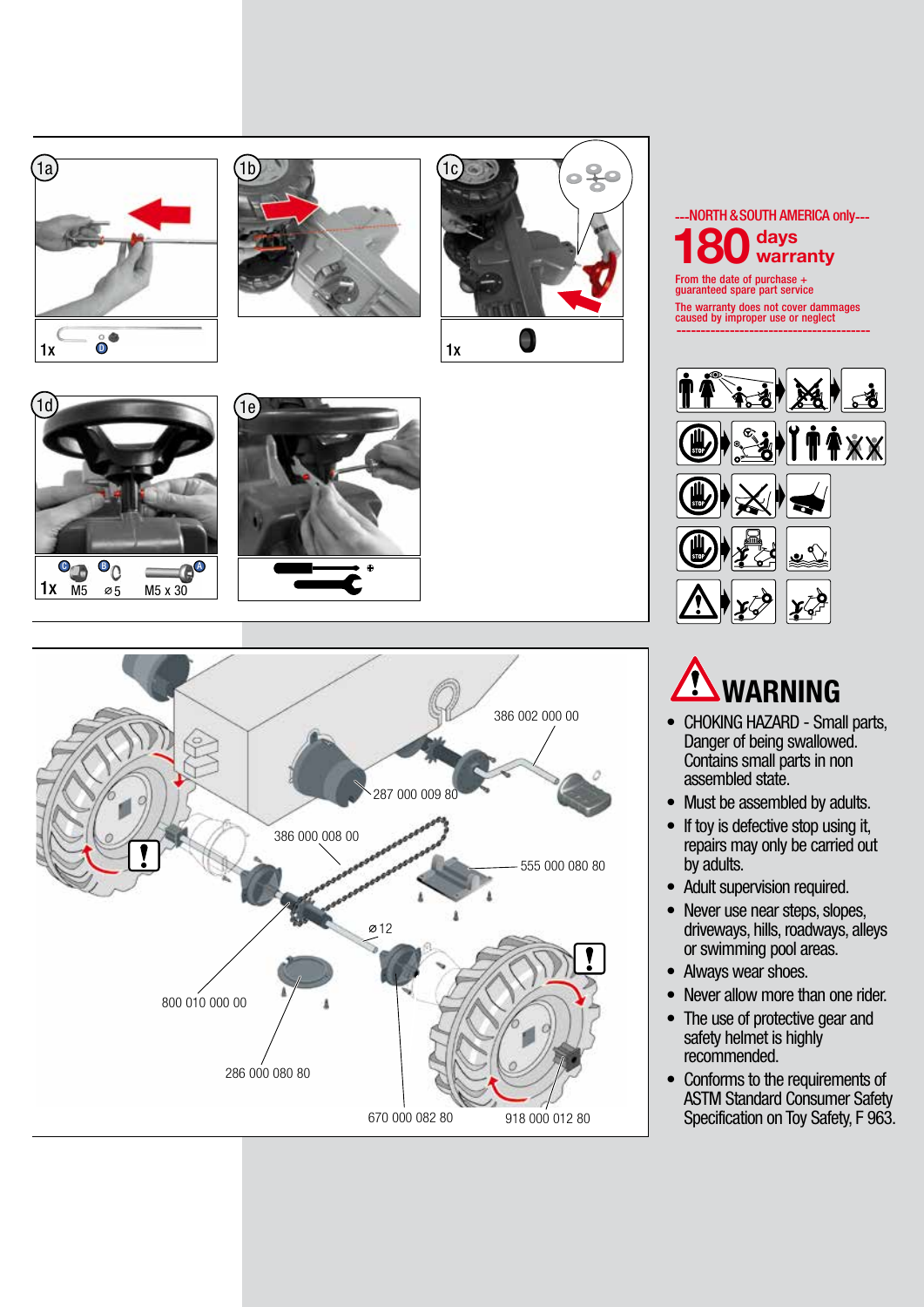1a

1x

1b

1c

1x

1d

1x M5 ⌀5 M5 x 30

1e

386 002 000 00

287 000 009 80

386 000 008 00

555 000 080 80

⌀12

800 010 000 00

286 000 080 80

670 000 082 80

918 000 012 80

---NORTH & SOUTH AMERICA only---

**180 days warranty**

From the date of purchase + guaranteed spare part service

The warranty does not cover dammages caused by improper use or neglect

---

# WARNING

- CHOKING HAZARD - Small parts, Danger of being swallowed. Contains small parts in non assembled state.
- Must be assembled by adults.
- If toy is defective stop using it, repairs may only be carried out by adults.
- Adult supervision required.
- Never use near steps, slopes, driveways, hills, roadways, alleys or swimming pool areas.
- Always wear shoes.
- Never allow more than one rider.
- The use of protective gear and safety helmet is highly recommended.
- Conforms to the requirements of ASTM Standard Consumer Safety Specification on Toy Safety, F 963.